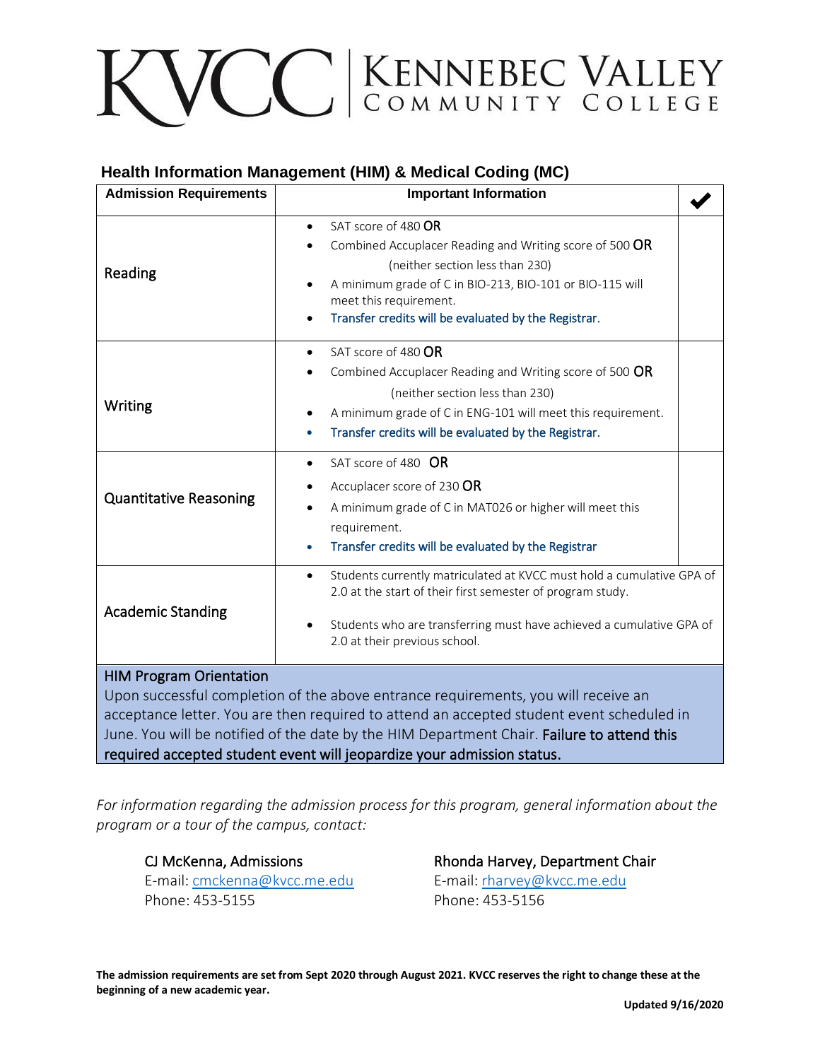# KVCC | Kennebec Valley Community College

## Health Information Management (HIM) & Medical Coding (MC)

| Admission Requirements | Important Information | ✔ |
|---|---|---|
| Reading | • SAT score of 480 **OR**<br>• Combined Accuplacer Reading and Writing score of 500 **OR** (neither section less than 230)<br>• A minimum grade of C in BIO-213, BIO-101 or BIO-115 will meet this requirement.<br>• Transfer credits will be evaluated by the Registrar. | |
| Writing | • SAT score of 480 **OR**<br>• Combined Accuplacer Reading and Writing score of 500 **OR** (neither section less than 230)<br>• A minimum grade of C in ENG-101 will meet this requirement.<br>• Transfer credits will be evaluated by the Registrar. | |
| Quantitative Reasoning | • SAT score of 480 **OR**<br>• Accuplacer score of 230 **OR**<br>• A minimum grade of C in MAT026 or higher will meet this requirement.<br>• Transfer credits will be evaluated by the Registrar | |
| Academic Standing | • Students currently matriculated at KVCC must hold a cumulative GPA of 2.0 at the start of their first semester of program study.<br>• Students who are transferring must have achieved a cumulative GPA of 2.0 at their previous school. | |

**HIM Program Orientation**

Upon successful completion of the above entrance requirements, you will receive an acceptance letter. You are then required to attend an accepted student event scheduled in June. You will be notified of the date by the HIM Department Chair. **Failure to attend this required accepted student event will jeopardize your admission status.**

*For information regarding the admission process for this program, general information about the program or a tour of the campus, contact:*

CJ McKenna, Admissions
E-mail: cmckenna@kvcc.me.edu
Phone: 453-5155

Rhonda Harvey, Department Chair
E-mail: rharvey@kvcc.me.edu
Phone: 453-5156

**The admission requirements are set from Sept 2020 through August 2021. KVCC reserves the right to change these at the beginning of a new academic year.**

**Updated 9/16/2020**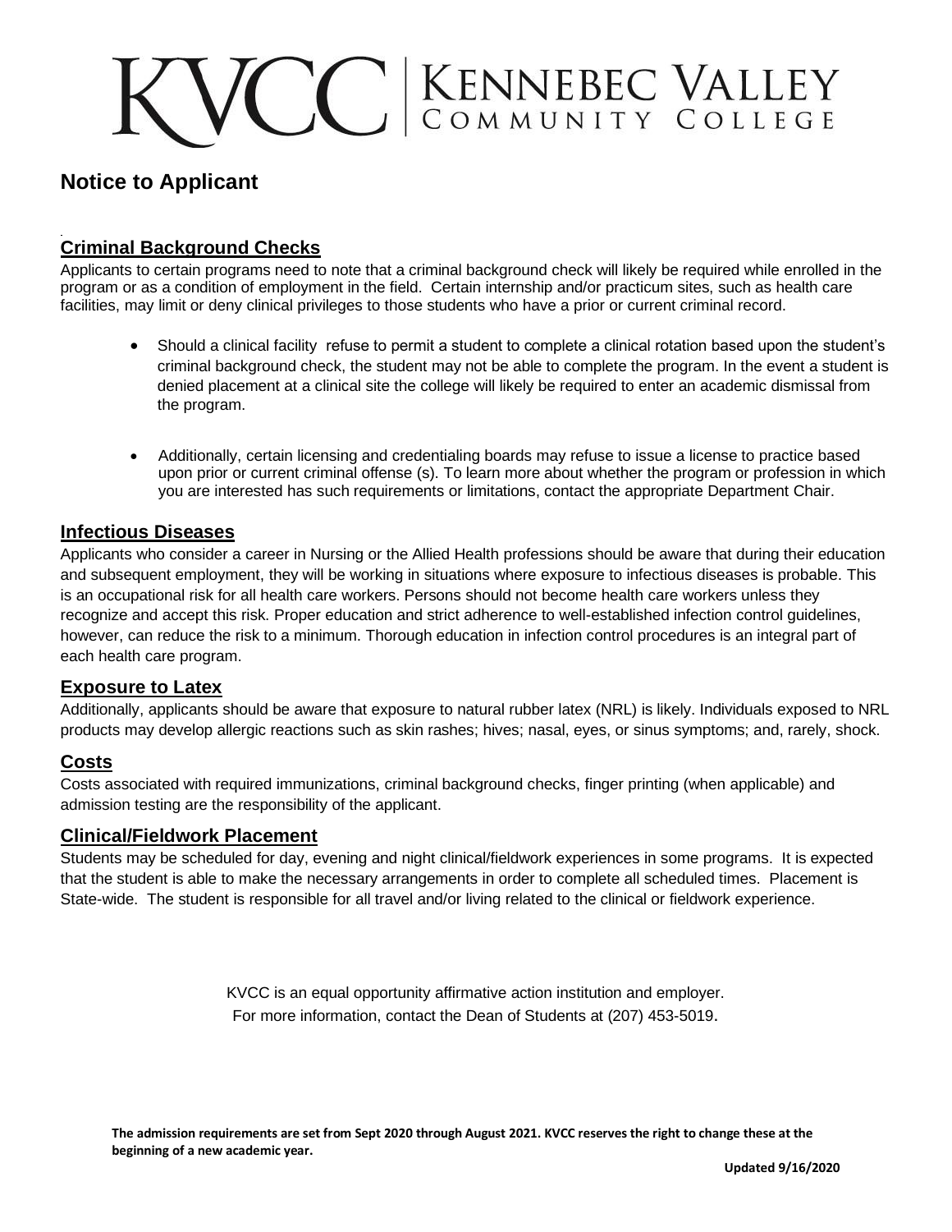# KVCC | KENNEBEC VALLEY COMMUNITY COLLEGE

## Notice to Applicant

### Criminal Background Checks

Applicants to certain programs need to note that a criminal background check will likely be required while enrolled in the program or as a condition of employment in the field. Certain internship and/or practicum sites, such as health care facilities, may limit or deny clinical privileges to those students who have a prior or current criminal record.

- Should a clinical facility refuse to permit a student to complete a clinical rotation based upon the student's criminal background check, the student may not be able to complete the program. In the event a student is denied placement at a clinical site the college will likely be required to enter an academic dismissal from the program.

- Additionally, certain licensing and credentialing boards may refuse to issue a license to practice based upon prior or current criminal offense (s). To learn more about whether the program or profession in which you are interested has such requirements or limitations, contact the appropriate Department Chair.

### Infectious Diseases

Applicants who consider a career in Nursing or the Allied Health professions should be aware that during their education and subsequent employment, they will be working in situations where exposure to infectious diseases is probable. This is an occupational risk for all health care workers. Persons should not become health care workers unless they recognize and accept this risk. Proper education and strict adherence to well-established infection control guidelines, however, can reduce the risk to a minimum. Thorough education in infection control procedures is an integral part of each health care program.

### Exposure to Latex

Additionally, applicants should be aware that exposure to natural rubber latex (NRL) is likely. Individuals exposed to NRL products may develop allergic reactions such as skin rashes; hives; nasal, eyes, or sinus symptoms; and, rarely, shock.

### Costs

Costs associated with required immunizations, criminal background checks, finger printing (when applicable) and admission testing are the responsibility of the applicant.

### Clinical/Fieldwork Placement

Students may be scheduled for day, evening and night clinical/fieldwork experiences in some programs. It is expected that the student is able to make the necessary arrangements in order to complete all scheduled times. Placement is State-wide. The student is responsible for all travel and/or living related to the clinical or fieldwork experience.

KVCC is an equal opportunity affirmative action institution and employer.
For more information, contact the Dean of Students at (207) 453-5019.

**The admission requirements are set from Sept 2020 through August 2021. KVCC reserves the right to change these at the beginning of a new academic year.**

**Updated 9/16/2020**